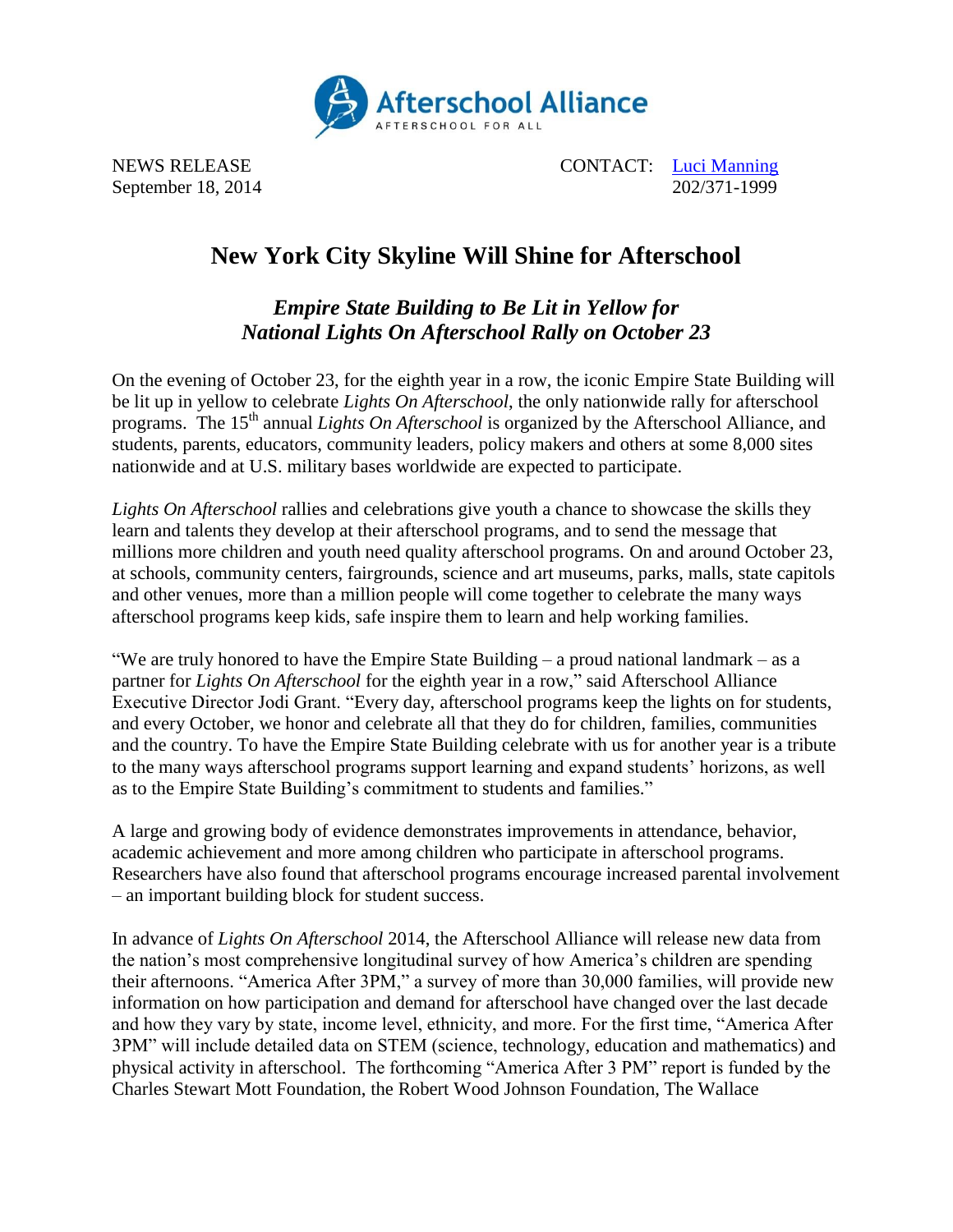Afterschool Alliance
AFTERSCHOOL FOR ALL

NEWS RELEASE
September 18, 2014

CONTACT: Luci Manning
202/371-1999

# New York City Skyline Will Shine for Afterschool

## *Empire State Building to Be Lit in Yellow for National Lights On Afterschool Rally on October 23*

On the evening of October 23, for the eighth year in a row, the iconic Empire State Building will be lit up in yellow to celebrate *Lights On Afterschool*, the only nationwide rally for afterschool programs. The 15th annual *Lights On Afterschool* is organized by the Afterschool Alliance, and students, parents, educators, community leaders, policy makers and others at some 8,000 sites nationwide and at U.S. military bases worldwide are expected to participate.

*Lights On Afterschool* rallies and celebrations give youth a chance to showcase the skills they learn and talents they develop at their afterschool programs, and to send the message that millions more children and youth need quality afterschool programs. On and around October 23, at schools, community centers, fairgrounds, science and art museums, parks, malls, state capitols and other venues, more than a million people will come together to celebrate the many ways afterschool programs keep kids, safe inspire them to learn and help working families.

"We are truly honored to have the Empire State Building – a proud national landmark – as a partner for *Lights On Afterschool* for the eighth year in a row," said Afterschool Alliance Executive Director Jodi Grant. "Every day, afterschool programs keep the lights on for students, and every October, we honor and celebrate all that they do for children, families, communities and the country. To have the Empire State Building celebrate with us for another year is a tribute to the many ways afterschool programs support learning and expand students' horizons, as well as to the Empire State Building's commitment to students and families."

A large and growing body of evidence demonstrates improvements in attendance, behavior, academic achievement and more among children who participate in afterschool programs. Researchers have also found that afterschool programs encourage increased parental involvement – an important building block for student success.

In advance of *Lights On Afterschool* 2014, the Afterschool Alliance will release new data from the nation's most comprehensive longitudinal survey of how America's children are spending their afternoons. "America After 3PM," a survey of more than 30,000 families, will provide new information on how participation and demand for afterschool have changed over the last decade and how they vary by state, income level, ethnicity, and more. For the first time, "America After 3PM" will include detailed data on STEM (science, technology, education and mathematics) and physical activity in afterschool. The forthcoming "America After 3 PM" report is funded by the Charles Stewart Mott Foundation, the Robert Wood Johnson Foundation, The Wallace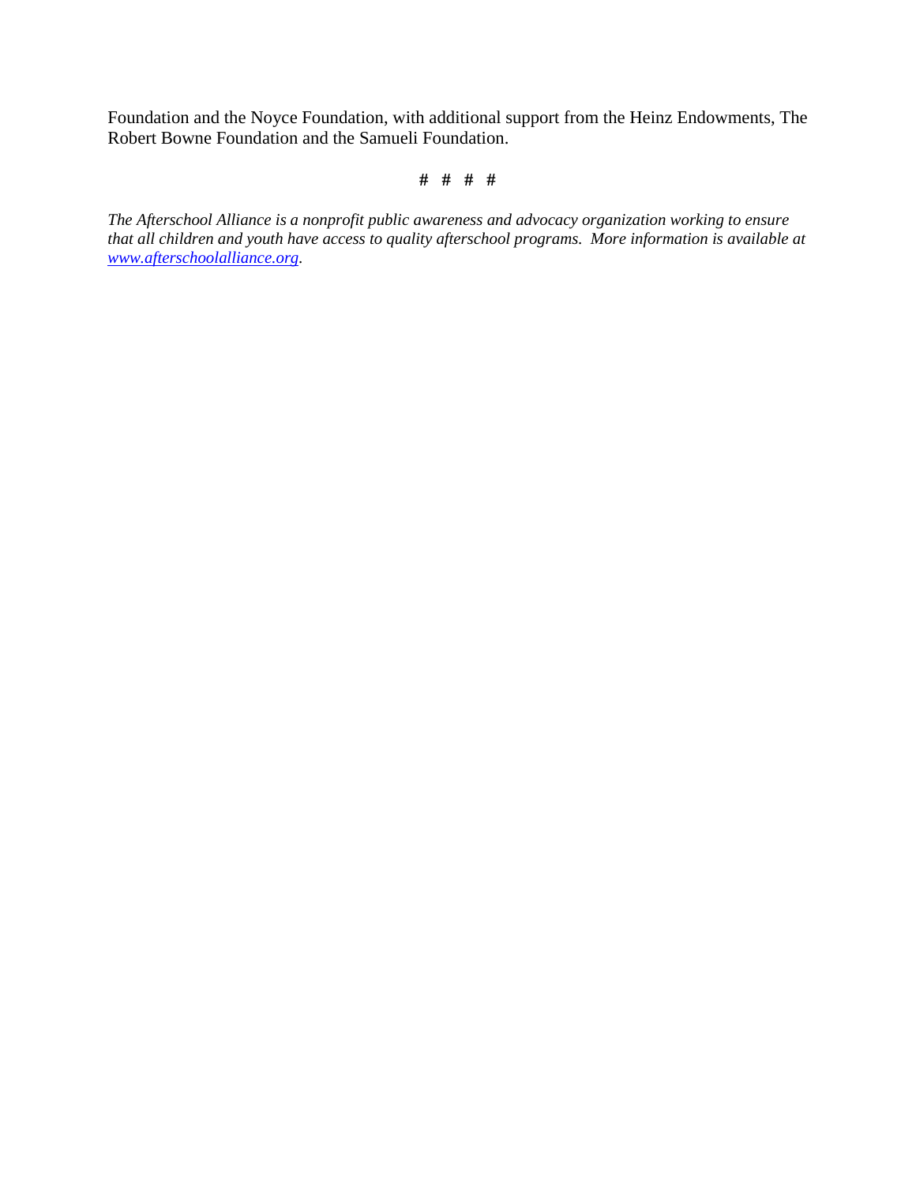Foundation and the Noyce Foundation, with additional support from the Heinz Endowments, The Robert Bowne Foundation and the Samueli Foundation.

# # # #

*The Afterschool Alliance is a nonprofit public awareness and advocacy organization working to ensure that all children and youth have access to quality afterschool programs. More information is available at [www.afterschoolalliance.org](http://www.afterschoolalliance.org).*